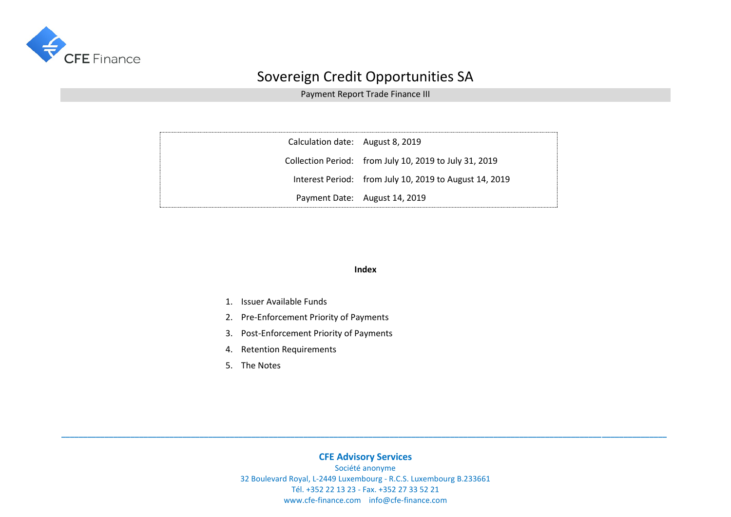CFE Finance

# Sovereign Credit Opportunities SA

## Payment Report Trade Finance III

| | |
|---|---|
| Calculation date: | August 8, 2019 |
| Collection Period: | from July 10, 2019 to July 31, 2019 |
| Interest Period: | from July 10, 2019 to August 14, 2019 |
| Payment Date: | August 14, 2019 |

**Index**

1. Issuer Available Funds
2. Pre-Enforcement Priority of Payments
3. Post-Enforcement Priority of Payments
4. Retention Requirements
5. The Notes

**CFE Advisory Services**
Société anonyme
32 Boulevard Royal, L-2449 Luxembourg - R.C.S. Luxembourg B.233661
Tél. +352 22 13 23 - Fax. +352 27 33 52 21
www.cfe-finance.com info@cfe-finance.com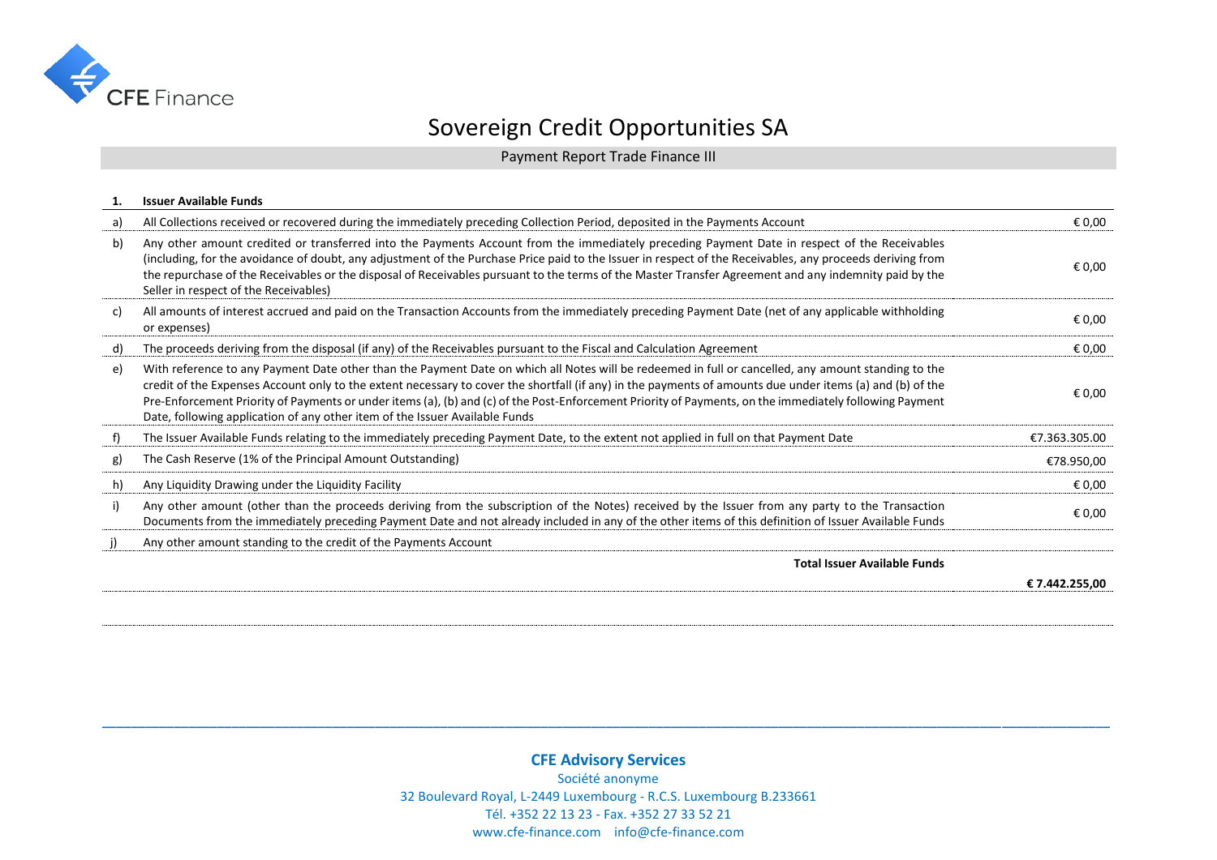# Sovereign Credit Opportunities SA

## Payment Report Trade Finance III

| 1. | Issuer Available Funds | |
|---|---|---|
| a) | All Collections received or recovered during the immediately preceding Collection Period, deposited in the Payments Account | € 0,00 |
| b) | Any other amount credited or transferred into the Payments Account from the immediately preceding Payment Date in respect of the Receivables (including, for the avoidance of doubt, any adjustment of the Purchase Price paid to the Issuer in respect of the Receivables, any proceeds deriving from the repurchase of the Receivables or the disposal of Receivables pursuant to the terms of the Master Transfer Agreement and any indemnity paid by the Seller in respect of the Receivables) | € 0,00 |
| c) | All amounts of interest accrued and paid on the Transaction Accounts from the immediately preceding Payment Date (net of any applicable withholding or expenses) | € 0,00 |
| d) | The proceeds deriving from the disposal (if any) of the Receivables pursuant to the Fiscal and Calculation Agreement | € 0,00 |
| e) | With reference to any Payment Date other than the Payment Date on which all Notes will be redeemed in full or cancelled, any amount standing to the credit of the Expenses Account only to the extent necessary to cover the shortfall (if any) in the payments of amounts due under items (a) and (b) of the Pre-Enforcement Priority of Payments or under items (a), (b) and (c) of the Post-Enforcement Priority of Payments, on the immediately following Payment Date, following application of any other item of the Issuer Available Funds | € 0,00 |
| f) | The Issuer Available Funds relating to the immediately preceding Payment Date, to the extent not applied in full on that Payment Date | €7.363.305.00 |
| g) | The Cash Reserve (1% of the Principal Amount Outstanding) | €78.950,00 |
| h) | Any Liquidity Drawing under the Liquidity Facility | € 0,00 |
| i) | Any other amount (other than the proceeds deriving from the subscription of the Notes) received by the Issuer from any party to the Transaction Documents from the immediately preceding Payment Date and not already included in any of the other items of this definition of Issuer Available Funds | € 0,00 |
| j) | Any other amount standing to the credit of the Payments Account | |
| | **Total Issuer Available Funds** | **€ 7.442.255,00** |

**CFE Advisory Services**
Société anonyme
32 Boulevard Royal, L-2449 Luxembourg - R.C.S. Luxembourg B.233661
Tél. +352 22 13 23 - Fax. +352 27 33 52 21
www.cfe-finance.com info@cfe-finance.com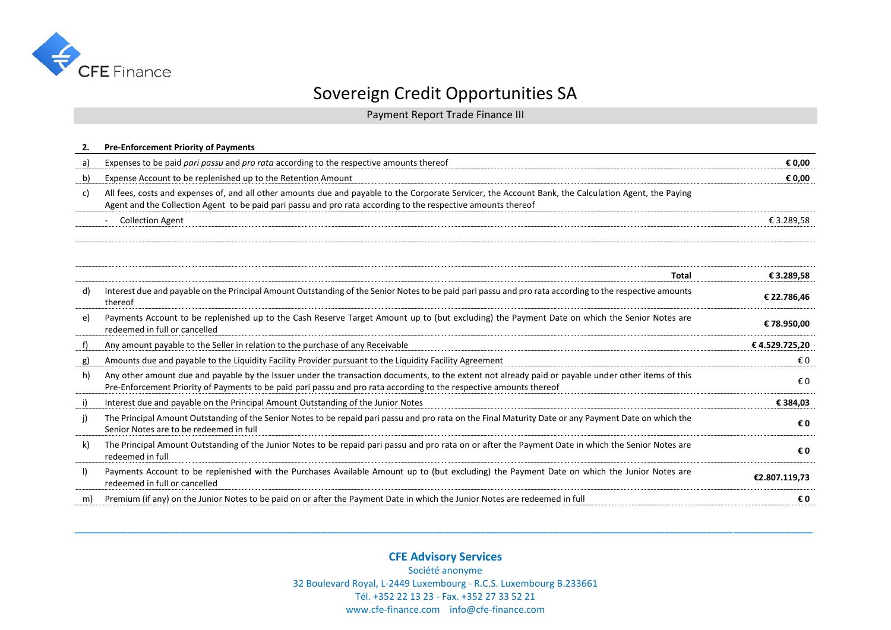# Sovereign Credit Opportunities SA

Payment Report Trade Finance III

| 2. | **Pre-Enforcement Priority of Payments** | |
|---|---|---|
| a) | Expenses to be paid *pari passu* and *pro rata* according to the respective amounts thereof | **€ 0,00** |
| b) | Expense Account to be replenished up to the Retention Amount | **€ 0,00** |
| c) | All fees, costs and expenses of, and all other amounts due and payable to the Corporate Servicer, the Account Bank, the Calculation Agent, the Paying Agent and the Collection Agent to be paid pari passu and pro rata according to the respective amounts thereof | |
| | - Collection Agent | € 3.289,58 |
| | | |
| | | |
| | **Total** | **€ 3.289,58** |
| d) | Interest due and payable on the Principal Amount Outstanding of the Senior Notes to be paid pari passu and pro rata according to the respective amounts thereof | **€ 22.786,46** |
| e) | Payments Account to be replenished up to the Cash Reserve Target Amount up to (but excluding) the Payment Date on which the Senior Notes are redeemed in full or cancelled | **€ 78.950,00** |
| f) | Any amount payable to the Seller in relation to the purchase of any Receivable | **€ 4.529.725,20** |
| g) | Amounts due and payable to the Liquidity Facility Provider pursuant to the Liquidity Facility Agreement | € 0 |
| h) | Any other amount due and payable by the Issuer under the transaction documents, to the extent not already paid or payable under other items of this Pre-Enforcement Priority of Payments to be paid pari passu and pro rata according to the respective amounts thereof | € 0 |
| i) | Interest due and payable on the Principal Amount Outstanding of the Junior Notes | **€ 384,03** |
| j) | The Principal Amount Outstanding of the Senior Notes to be repaid pari passu and pro rata on the Final Maturity Date or any Payment Date on which the Senior Notes are to be redeemed in full | **€ 0** |
| k) | The Principal Amount Outstanding of the Junior Notes to be repaid pari passu and pro rata on or after the Payment Date in which the Senior Notes are redeemed in full | **€ 0** |
| l) | Payments Account to be replenished with the Purchases Available Amount up to (but excluding) the Payment Date on which the Junior Notes are redeemed in full or cancelled | **€2.807.119,73** |
| m) | Premium (if any) on the Junior Notes to be paid on or after the Payment Date in which the Junior Notes are redeemed in full | **€ 0** |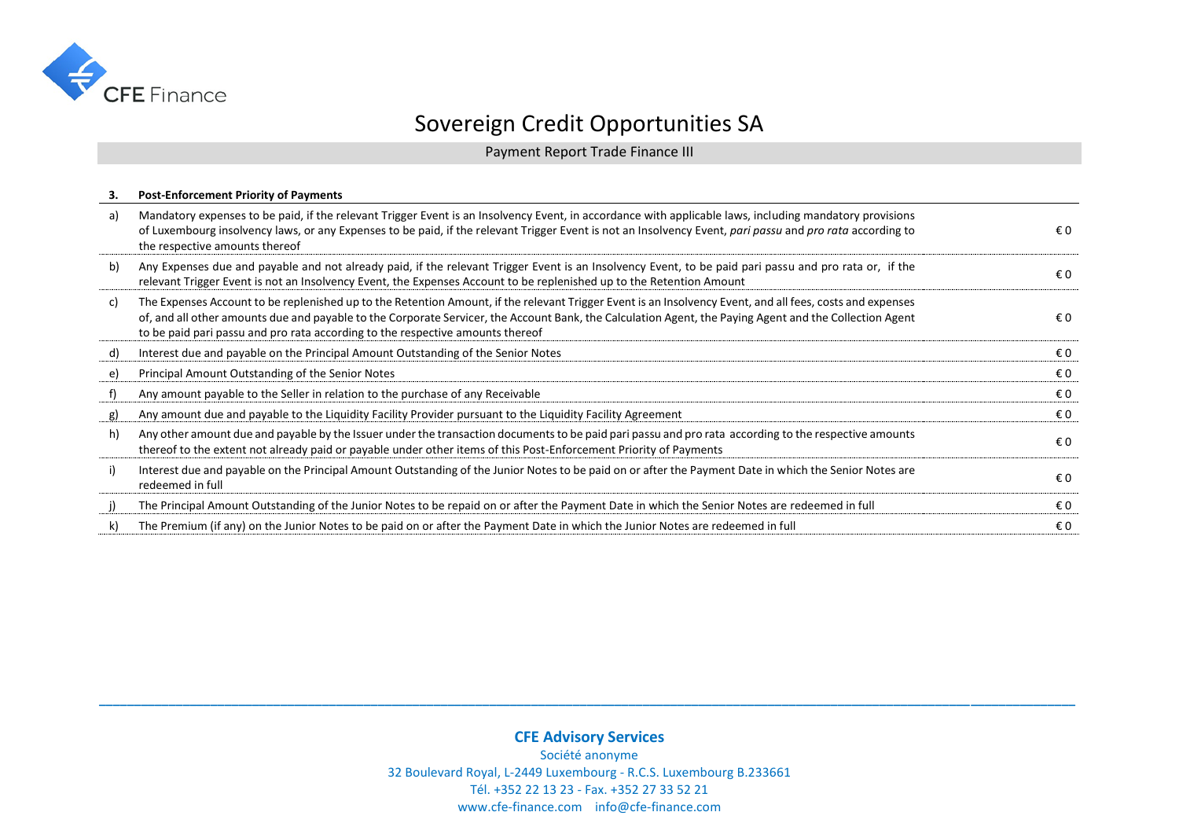# Sovereign Credit Opportunities SA

## Payment Report Trade Finance III

| 3. | **Post-Enforcement Priority of Payments** | |
|---|---|---|
| a) | Mandatory expenses to be paid, if the relevant Trigger Event is an Insolvency Event, in accordance with applicable laws, including mandatory provisions of Luxembourg insolvency laws, or any Expenses to be paid, if the relevant Trigger Event is not an Insolvency Event, *pari passu* and *pro rata* according to the respective amounts thereof | € 0 |
| b) | Any Expenses due and payable and not already paid, if the relevant Trigger Event is an Insolvency Event, to be paid pari passu and pro rata or, if the relevant Trigger Event is not an Insolvency Event, the Expenses Account to be replenished up to the Retention Amount | € 0 |
| c) | The Expenses Account to be replenished up to the Retention Amount, if the relevant Trigger Event is an Insolvency Event, and all fees, costs and expenses of, and all other amounts due and payable to the Corporate Servicer, the Account Bank, the Calculation Agent, the Paying Agent and the Collection Agent to be paid pari passu and pro rata according to the respective amounts thereof | € 0 |
| d) | Interest due and payable on the Principal Amount Outstanding of the Senior Notes | € 0 |
| e) | Principal Amount Outstanding of the Senior Notes | € 0 |
| f) | Any amount payable to the Seller in relation to the purchase of any Receivable | € 0 |
| g) | Any amount due and payable to the Liquidity Facility Provider pursuant to the Liquidity Facility Agreement | € 0 |
| h) | Any other amount due and payable by the Issuer under the transaction documents to be paid pari passu and pro rata according to the respective amounts thereof to the extent not already paid or payable under other items of this Post-Enforcement Priority of Payments | € 0 |
| i) | Interest due and payable on the Principal Amount Outstanding of the Junior Notes to be paid on or after the Payment Date in which the Senior Notes are redeemed in full | € 0 |
| j) | The Principal Amount Outstanding of the Junior Notes to be repaid on or after the Payment Date in which the Senior Notes are redeemed in full | € 0 |
| k) | The Premium (if any) on the Junior Notes to be paid on or after the Payment Date in which the Junior Notes are redeemed in full | € 0 |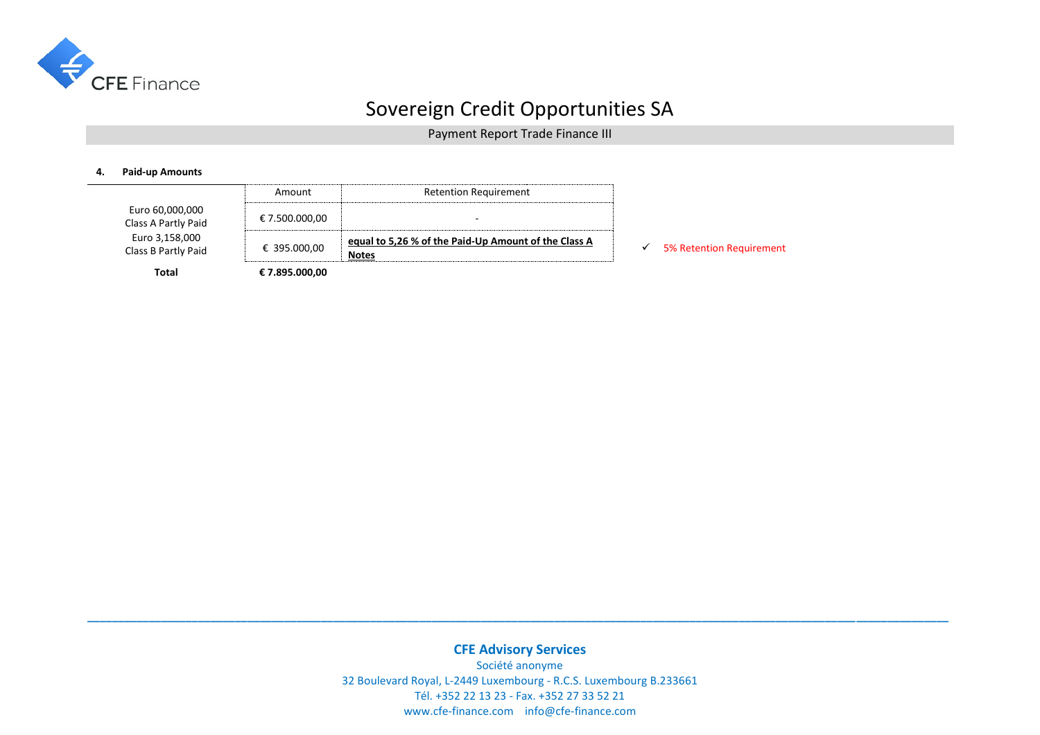# Sovereign Credit Opportunities SA

## Payment Report Trade Finance III

**4. Paid-up Amounts**

| | Amount | Retention Requirement | |
|---|---|---|---|
| Euro 60,000,000 Class A Partly Paid | € 7.500.000,00 | - | |
| Euro 3,158,000 Class B Partly Paid | € 395.000,00 | **equal to 5,26 % of the Paid-Up Amount of the Class A Notes** | ✓ 5% Retention Requirement |
| **Total** | **€ 7.895.000,00** | | |

**CFE Advisory Services**
Société anonyme
32 Boulevard Royal, L-2449 Luxembourg - R.C.S. Luxembourg B.233661
Tél. +352 22 13 23 - Fax. +352 27 33 52 21
www.cfe-finance.com info@cfe-finance.com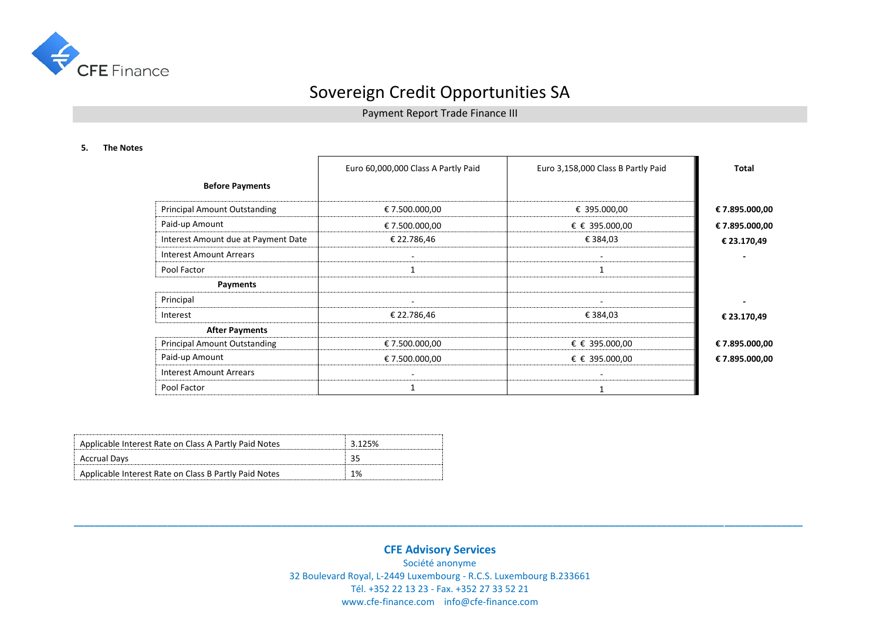# Sovereign Credit Opportunities SA

Payment Report Trade Finance III

**5. The Notes**

| **Before Payments** | Euro 60,000,000 Class A Partly Paid | Euro 3,158,000 Class B Partly Paid | **Total** |
|---|---|---|---|
| Principal Amount Outstanding | € 7.500.000,00 | € 395.000,00 | **€ 7.895.000,00** |
| Paid-up Amount | € 7.500.000,00 | € € 395.000,00 | **€ 7.895.000,00** |
| Interest Amount due at Payment Date | € 22.786,46 | € 384,03 | **€ 23.170,49** |
| Interest Amount Arrears | - | - | **-** |
| Pool Factor | 1 | 1 | |
| **Payments** | | | |
| Principal | - | - | **-** |
| Interest | € 22.786,46 | € 384,03 | **€ 23.170,49** |
| **After Payments** | | | |
| Principal Amount Outstanding | € 7.500.000,00 | € € 395.000,00 | **€ 7.895.000,00** |
| Paid-up Amount | € 7.500.000,00 | € € 395.000,00 | **€ 7.895.000,00** |
| Interest Amount Arrears | - | - | |
| Pool Factor | 1 | 1 | |

| | |
|---|---|
| Applicable Interest Rate on Class A Partly Paid Notes | 3.125% |
| Accrual Days | 35 |
| Applicable Interest Rate on Class B Partly Paid Notes | 1% |

**CFE Advisory Services**
Société anonyme
32 Boulevard Royal, L-2449 Luxembourg - R.C.S. Luxembourg B.233661
Tél. +352 22 13 23 - Fax. +352 27 33 52 21
www.cfe-finance.com info@cfe-finance.com